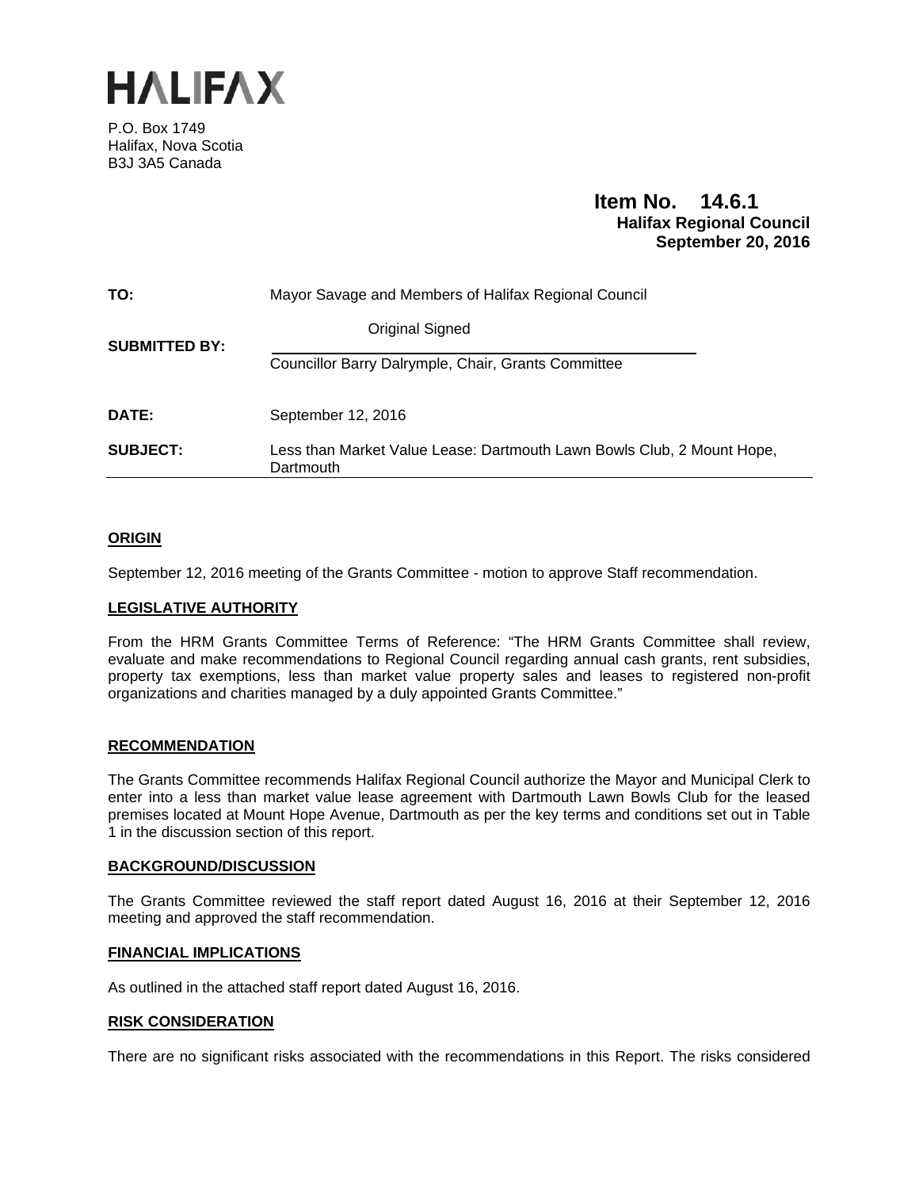# HALIFAX

P.O. Box 1749
Halifax, Nova Scotia
B3J 3A5 Canada

**Item No. 14.6.1**
**Halifax Regional Council**
**September 20, 2016**

| | |
|---|---|
| **TO:** | Mayor Savage and Members of Halifax Regional Council |
| **SUBMITTED BY:** | Original Signed<br>Councillor Barry Dalrymple, Chair, Grants Committee |
| **DATE:** | September 12, 2016 |
| **SUBJECT:** | Less than Market Value Lease: Dartmouth Lawn Bowls Club, 2 Mount Hope, Dartmouth |

## ORIGIN

September 12, 2016 meeting of the Grants Committee - motion to approve Staff recommendation.

## LEGISLATIVE AUTHORITY

From the HRM Grants Committee Terms of Reference: "The HRM Grants Committee shall review, evaluate and make recommendations to Regional Council regarding annual cash grants, rent subsidies, property tax exemptions, less than market value property sales and leases to registered non-profit organizations and charities managed by a duly appointed Grants Committee."

## RECOMMENDATION

The Grants Committee recommends Halifax Regional Council authorize the Mayor and Municipal Clerk to enter into a less than market value lease agreement with Dartmouth Lawn Bowls Club for the leased premises located at Mount Hope Avenue, Dartmouth as per the key terms and conditions set out in Table 1 in the discussion section of this report.

## BACKGROUND/DISCUSSION

The Grants Committee reviewed the staff report dated August 16, 2016 at their September 12, 2016 meeting and approved the staff recommendation.

## FINANCIAL IMPLICATIONS

As outlined in the attached staff report dated August 16, 2016.

## RISK CONSIDERATION

There are no significant risks associated with the recommendations in this Report. The risks considered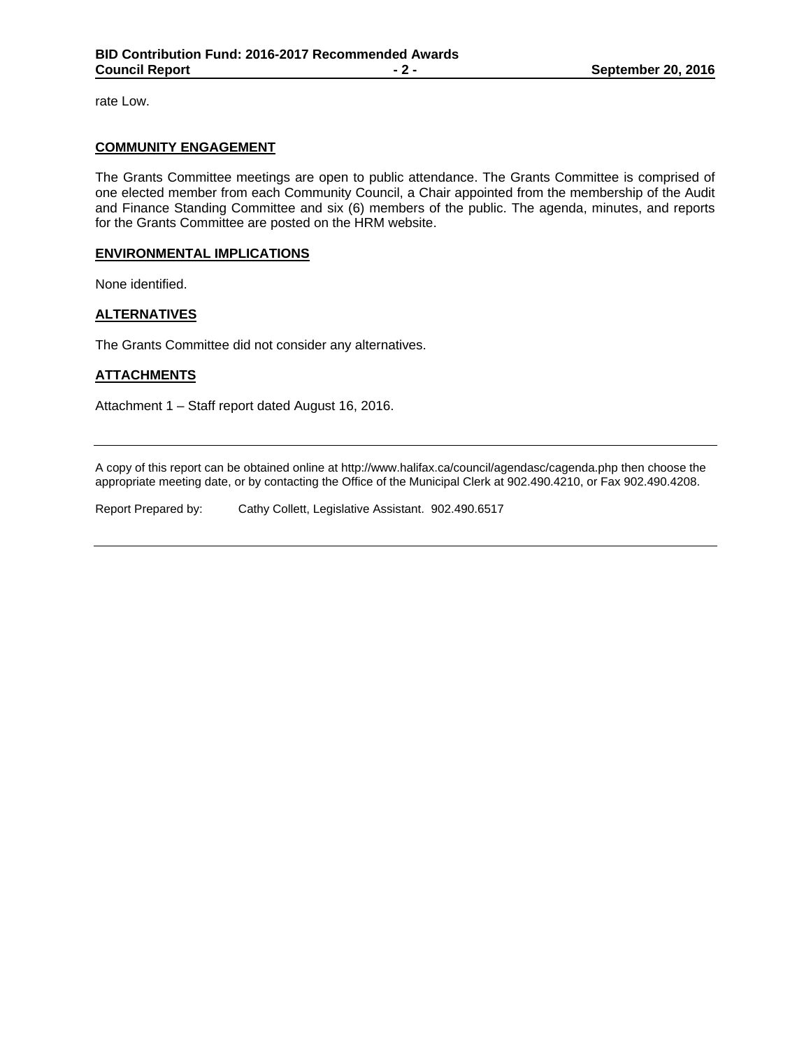rate Low.

## COMMUNITY ENGAGEMENT

The Grants Committee meetings are open to public attendance. The Grants Committee is comprised of one elected member from each Community Council, a Chair appointed from the membership of the Audit and Finance Standing Committee and six (6) members of the public. The agenda, minutes, and reports for the Grants Committee are posted on the HRM website.

## ENVIRONMENTAL IMPLICATIONS

None identified.

## ALTERNATIVES

The Grants Committee did not consider any alternatives.

## ATTACHMENTS

Attachment 1 – Staff report dated August 16, 2016.

---

A copy of this report can be obtained online at http://www.halifax.ca/council/agendasc/cagenda.php then choose the appropriate meeting date, or by contacting the Office of the Municipal Clerk at 902.490.4210, or Fax 902.490.4208.

Report Prepared by: Cathy Collett, Legislative Assistant. 902.490.6517

---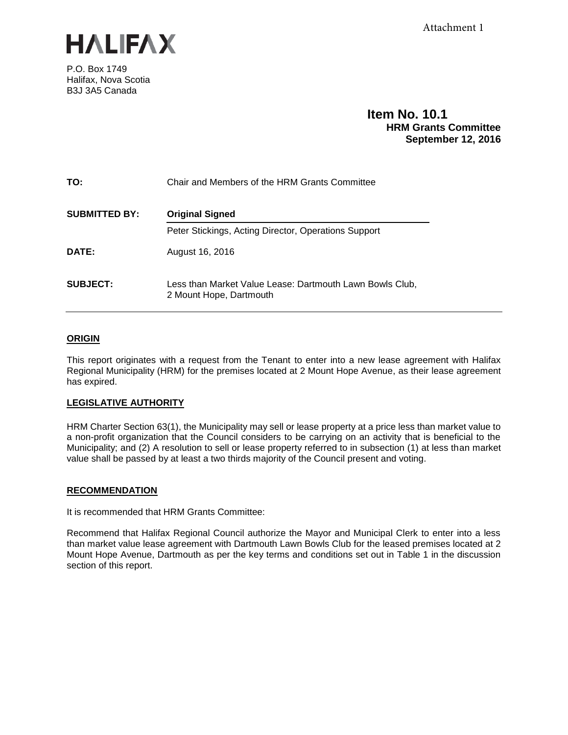Attachment 1

# HALIFAX

P.O. Box 1749
Halifax, Nova Scotia
B3J 3A5 Canada

**Item No. 10.1**
**HRM Grants Committee**
**September 12, 2016**

| | |
|---|---|
| **TO:** | Chair and Members of the HRM Grants Committee |
| **SUBMITTED BY:** | **Original Signed** |
| | Peter Stickings, Acting Director, Operations Support |
| **DATE:** | August 16, 2016 |
| **SUBJECT:** | Less than Market Value Lease: Dartmouth Lawn Bowls Club, 2 Mount Hope, Dartmouth |

## ORIGIN

This report originates with a request from the Tenant to enter into a new lease agreement with Halifax Regional Municipality (HRM) for the premises located at 2 Mount Hope Avenue, as their lease agreement has expired.

## LEGISLATIVE AUTHORITY

HRM Charter Section 63(1), the Municipality may sell or lease property at a price less than market value to a non-profit organization that the Council considers to be carrying on an activity that is beneficial to the Municipality; and (2) A resolution to sell or lease property referred to in subsection (1) at less than market value shall be passed by at least a two thirds majority of the Council present and voting.

## RECOMMENDATION

It is recommended that HRM Grants Committee:

Recommend that Halifax Regional Council authorize the Mayor and Municipal Clerk to enter into a less than market value lease agreement with Dartmouth Lawn Bowls Club for the leased premises located at 2 Mount Hope Avenue, Dartmouth as per the key terms and conditions set out in Table 1 in the discussion section of this report.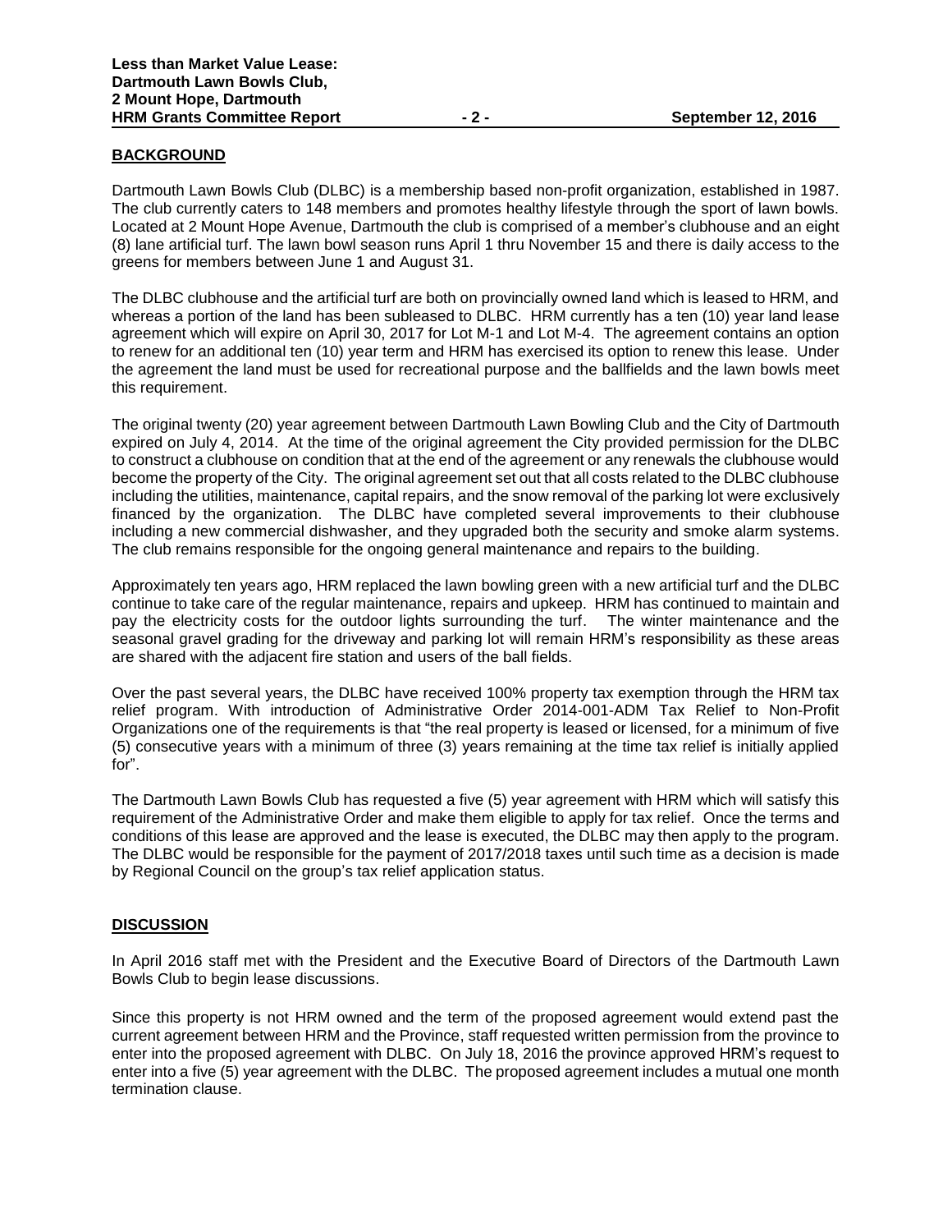## BACKGROUND

Dartmouth Lawn Bowls Club (DLBC) is a membership based non-profit organization, established in 1987. The club currently caters to 148 members and promotes healthy lifestyle through the sport of lawn bowls. Located at 2 Mount Hope Avenue, Dartmouth the club is comprised of a member's clubhouse and an eight (8) lane artificial turf. The lawn bowl season runs April 1 thru November 15 and there is daily access to the greens for members between June 1 and August 31.

The DLBC clubhouse and the artificial turf are both on provincially owned land which is leased to HRM, and whereas a portion of the land has been subleased to DLBC. HRM currently has a ten (10) year land lease agreement which will expire on April 30, 2017 for Lot M-1 and Lot M-4. The agreement contains an option to renew for an additional ten (10) year term and HRM has exercised its option to renew this lease. Under the agreement the land must be used for recreational purpose and the ballfields and the lawn bowls meet this requirement.

The original twenty (20) year agreement between Dartmouth Lawn Bowling Club and the City of Dartmouth expired on July 4, 2014. At the time of the original agreement the City provided permission for the DLBC to construct a clubhouse on condition that at the end of the agreement or any renewals the clubhouse would become the property of the City. The original agreement set out that all costs related to the DLBC clubhouse including the utilities, maintenance, capital repairs, and the snow removal of the parking lot were exclusively financed by the organization. The DLBC have completed several improvements to their clubhouse including a new commercial dishwasher, and they upgraded both the security and smoke alarm systems. The club remains responsible for the ongoing general maintenance and repairs to the building.

Approximately ten years ago, HRM replaced the lawn bowling green with a new artificial turf and the DLBC continue to take care of the regular maintenance, repairs and upkeep. HRM has continued to maintain and pay the electricity costs for the outdoor lights surrounding the turf. The winter maintenance and the seasonal gravel grading for the driveway and parking lot will remain HRM's responsibility as these areas are shared with the adjacent fire station and users of the ball fields.

Over the past several years, the DLBC have received 100% property tax exemption through the HRM tax relief program. With introduction of Administrative Order 2014-001-ADM Tax Relief to Non-Profit Organizations one of the requirements is that "the real property is leased or licensed, for a minimum of five (5) consecutive years with a minimum of three (3) years remaining at the time tax relief is initially applied for".

The Dartmouth Lawn Bowls Club has requested a five (5) year agreement with HRM which will satisfy this requirement of the Administrative Order and make them eligible to apply for tax relief. Once the terms and conditions of this lease are approved and the lease is executed, the DLBC may then apply to the program. The DLBC would be responsible for the payment of 2017/2018 taxes until such time as a decision is made by Regional Council on the group's tax relief application status.

## DISCUSSION

In April 2016 staff met with the President and the Executive Board of Directors of the Dartmouth Lawn Bowls Club to begin lease discussions.

Since this property is not HRM owned and the term of the proposed agreement would extend past the current agreement between HRM and the Province, staff requested written permission from the province to enter into the proposed agreement with DLBC. On July 18, 2016 the province approved HRM's request to enter into a five (5) year agreement with the DLBC. The proposed agreement includes a mutual one month termination clause.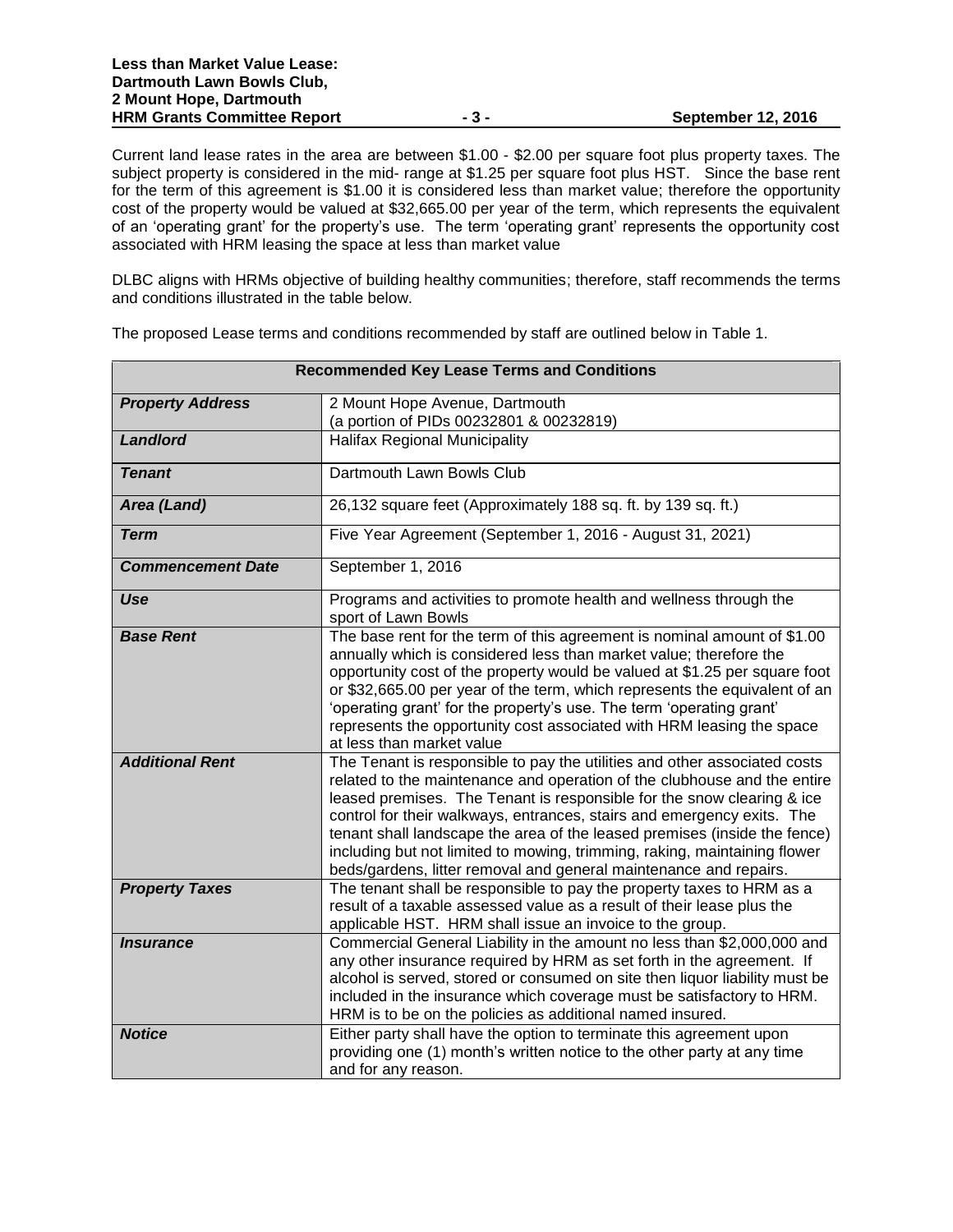Current land lease rates in the area are between $1.00 - $2.00 per square foot plus property taxes. The subject property is considered in the mid- range at $1.25 per square foot plus HST. Since the base rent for the term of this agreement is $1.00 it is considered less than market value; therefore the opportunity cost of the property would be valued at $32,665.00 per year of the term, which represents the equivalent of an 'operating grant' for the property's use. The term 'operating grant' represents the opportunity cost associated with HRM leasing the space at less than market value

DLBC aligns with HRMs objective of building healthy communities; therefore, staff recommends the terms and conditions illustrated in the table below.

The proposed Lease terms and conditions recommended by staff are outlined below in Table 1.

| **Recommended Key Lease Terms and Conditions** | |
|---|---|
| ***Property Address*** | 2 Mount Hope Avenue, Dartmouth<br>(a portion of PIDs 00232801 & 00232819) |
| ***Landlord*** | Halifax Regional Municipality |
| ***Tenant*** | Dartmouth Lawn Bowls Club |
| ***Area (Land)*** | 26,132 square feet (Approximately 188 sq. ft. by 139 sq. ft.) |
| ***Term*** | Five Year Agreement (September 1, 2016 - August 31, 2021) |
| ***Commencement Date*** | September 1, 2016 |
| ***Use*** | Programs and activities to promote health and wellness through the sport of Lawn Bowls |
| ***Base Rent*** | The base rent for the term of this agreement is nominal amount of $1.00 annually which is considered less than market value; therefore the opportunity cost of the property would be valued at $1.25 per square foot or $32,665.00 per year of the term, which represents the equivalent of an 'operating grant' for the property's use. The term 'operating grant' represents the opportunity cost associated with HRM leasing the space at less than market value |
| ***Additional Rent*** | The Tenant is responsible to pay the utilities and other associated costs related to the maintenance and operation of the clubhouse and the entire leased premises. The Tenant is responsible for the snow clearing & ice control for their walkways, entrances, stairs and emergency exits. The tenant shall landscape the area of the leased premises (inside the fence) including but not limited to mowing, trimming, raking, maintaining flower beds/gardens, litter removal and general maintenance and repairs. |
| ***Property Taxes*** | The tenant shall be responsible to pay the property taxes to HRM as a result of a taxable assessed value as a result of their lease plus the applicable HST. HRM shall issue an invoice to the group. |
| ***Insurance*** | Commercial General Liability in the amount no less than $2,000,000 and any other insurance required by HRM as set forth in the agreement. If alcohol is served, stored or consumed on site then liquor liability must be included in the insurance which coverage must be satisfactory to HRM. HRM is to be on the policies as additional named insured. |
| ***Notice*** | Either party shall have the option to terminate this agreement upon providing one (1) month's written notice to the other party at any time and for any reason. |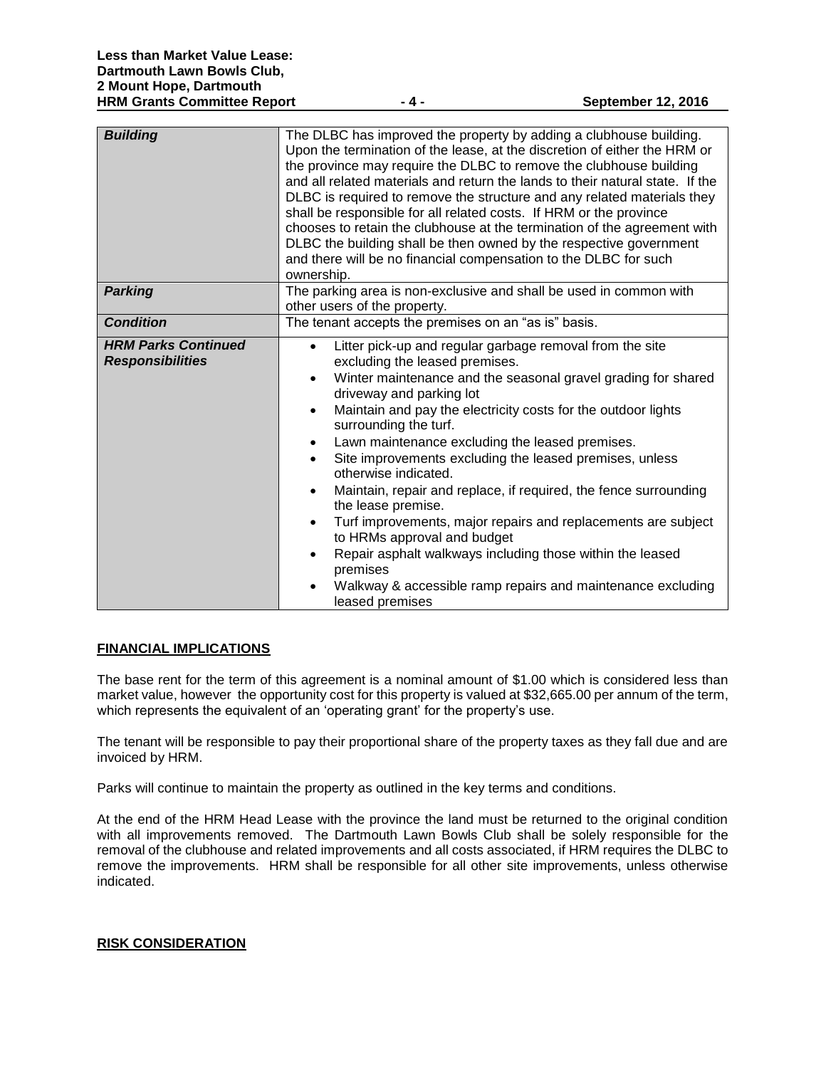| | |
|---|---|
| ***Building*** | The DLBC has improved the property by adding a clubhouse building. Upon the termination of the lease, at the discretion of either the HRM or the province may require the DLBC to remove the clubhouse building and all related materials and return the lands to their natural state. If the DLBC is required to remove the structure and any related materials they shall be responsible for all related costs. If HRM or the province chooses to retain the clubhouse at the termination of the agreement with DLBC the building shall be then owned by the respective government and there will be no financial compensation to the DLBC for such ownership. |
| ***Parking*** | The parking area is non-exclusive and shall be used in common with other users of the property. |
| ***Condition*** | The tenant accepts the premises on an "as is" basis. |
| ***HRM Parks Continued Responsibilities*** | • Litter pick-up and regular garbage removal from the site excluding the leased premises.<br>• Winter maintenance and the seasonal gravel grading for shared driveway and parking lot<br>• Maintain and pay the electricity costs for the outdoor lights surrounding the turf.<br>• Lawn maintenance excluding the leased premises.<br>• Site improvements excluding the leased premises, unless otherwise indicated.<br>• Maintain, repair and replace, if required, the fence surrounding the lease premise.<br>• Turf improvements, major repairs and replacements are subject to HRMs approval and budget<br>• Repair asphalt walkways including those within the leased premises<br>• Walkway & accessible ramp repairs and maintenance excluding leased premises |

## FINANCIAL IMPLICATIONS

The base rent for the term of this agreement is a nominal amount of $1.00 which is considered less than market value, however the opportunity cost for this property is valued at $32,665.00 per annum of the term, which represents the equivalent of an 'operating grant' for the property's use.

The tenant will be responsible to pay their proportional share of the property taxes as they fall due and are invoiced by HRM.

Parks will continue to maintain the property as outlined in the key terms and conditions.

At the end of the HRM Head Lease with the province the land must be returned to the original condition with all improvements removed. The Dartmouth Lawn Bowls Club shall be solely responsible for the removal of the clubhouse and related improvements and all costs associated, if HRM requires the DLBC to remove the improvements. HRM shall be responsible for all other site improvements, unless otherwise indicated.

## RISK CONSIDERATION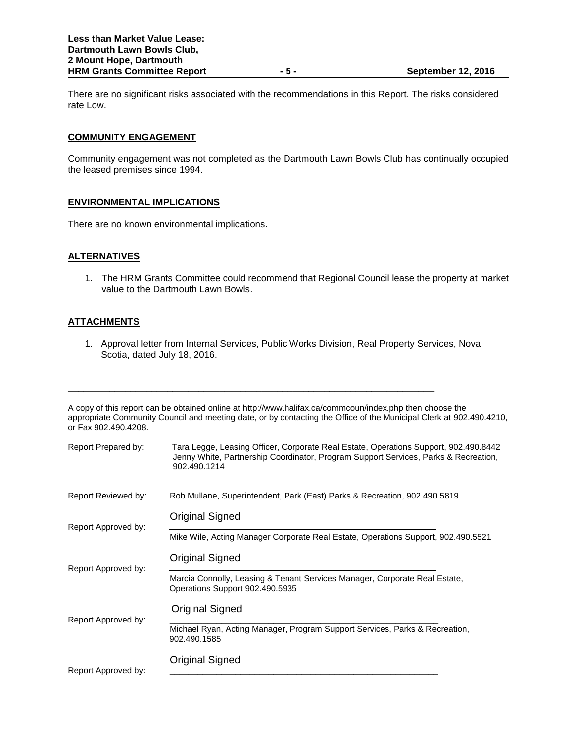There are no significant risks associated with the recommendations in this Report. The risks considered rate Low.

## COMMUNITY ENGAGEMENT

Community engagement was not completed as the Dartmouth Lawn Bowls Club has continually occupied the leased premises since 1994.

## ENVIRONMENTAL IMPLICATIONS

There are no known environmental implications.

## ALTERNATIVES

1. The HRM Grants Committee could recommend that Regional Council lease the property at market value to the Dartmouth Lawn Bowls.

## ATTACHMENTS

1. Approval letter from Internal Services, Public Works Division, Real Property Services, Nova Scotia, dated July 18, 2016.

---

A copy of this report can be obtained online at http://www.halifax.ca/commcoun/index.php then choose the appropriate Community Council and meeting date, or by contacting the Office of the Municipal Clerk at 902.490.4210, or Fax 902.490.4208.

Report Prepared by: Tara Legge, Leasing Officer, Corporate Real Estate, Operations Support, 902.490.8442
Jenny White, Partnership Coordinator, Program Support Services, Parks & Recreation, 902.490.1214

Report Reviewed by: Rob Mullane, Superintendent, Park (East) Parks & Recreation, 902.490.5819

Report Approved by: Original Signed
Mike Wile, Acting Manager Corporate Real Estate, Operations Support, 902.490.5521

Report Approved by: Original Signed
Marcia Connolly, Leasing & Tenant Services Manager, Corporate Real Estate, Operations Support 902.490.5935

Report Approved by: Original Signed
Michael Ryan, Acting Manager, Program Support Services, Parks & Recreation, 902.490.1585

Report Approved by: Original Signed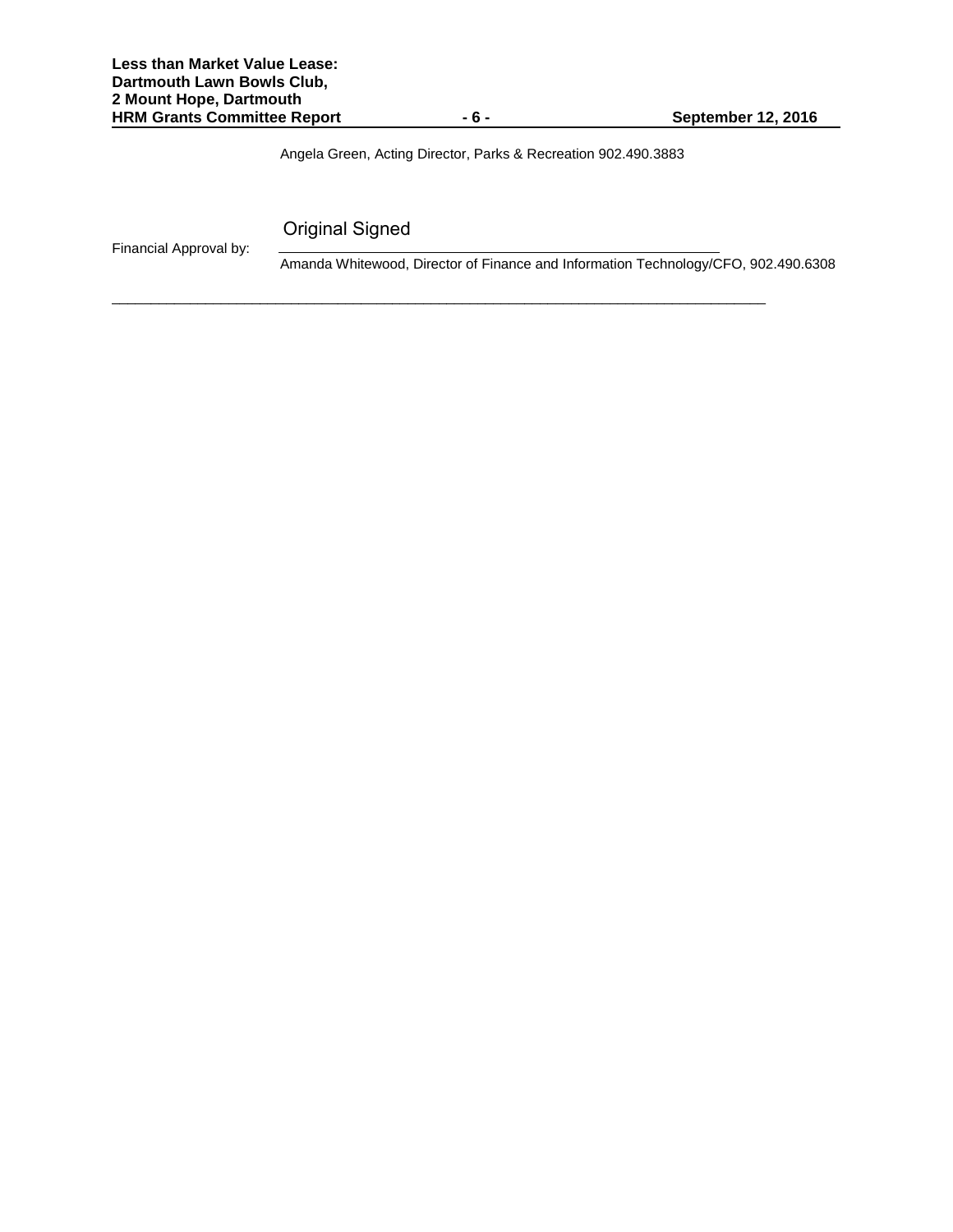Angela Green, Acting Director, Parks & Recreation 902.490.3883

Financial Approval by: Original Signed

Amanda Whitewood, Director of Finance and Information Technology/CFO, 902.490.6308

---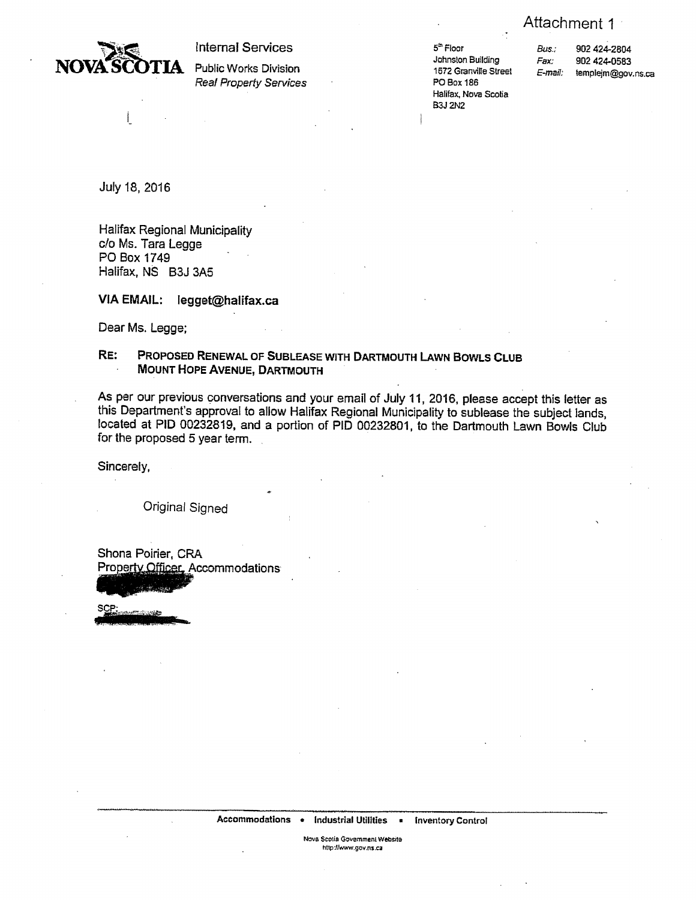Attachment 1

**NOVA SCOTIA** Internal Services
Public Works Division
*Real Property Services*

5th Floor
Johnston Building
1672 Granville Street
PO Box 186
Halifax, Nova Scotia
B3J 2N2

*Bus.:* 902 424-2804
*Fax:* 902 424-0583
*E-mail:* templejm@gov.ns.ca

July 18, 2016

Halifax Regional Municipality
c/o Ms. Tara Legge
PO Box 1749
Halifax, NS B3J 3A5

**VIA EMAIL: legget@halifax.ca**

Dear Ms. Legge;

**RE: PROPOSED RENEWAL OF SUBLEASE WITH DARTMOUTH LAWN BOWLS CLUB
MOUNT HOPE AVENUE, DARTMOUTH**

As per our previous conversations and your email of July 11, 2016, please accept this letter as this Department's approval to allow Halifax Regional Municipality to sublease the subject lands, located at PID 00232819, and a portion of PID 00232801, to the Dartmouth Lawn Bowls Club for the proposed 5 year term.

Sincerely,

Original Signed

Shona Poirier, CRA
Property Officer, Accommodations

SCP:

**Accommodations • Industrial Utilities • Inventory Control**

Nova Scotia Government Website
http://www.gov.ns.ca